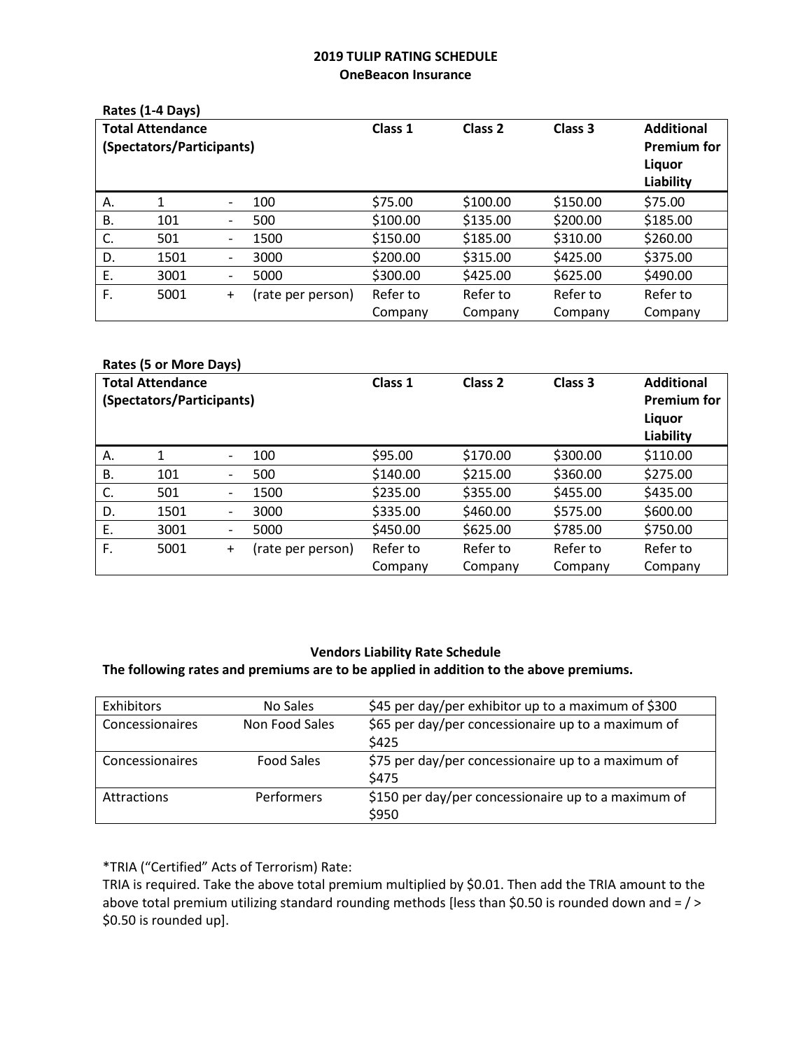# 2019 TULIP RATING SCHEDULE

## OneBeacon Insurance

**Rates (1-4 Days)**

| Total Attendance (Spectators/Participants) | | | | Class 1 | Class 2 | Class 3 | Additional Premium for Liquor Liability |
|---|---|---|---|---|---|---|---|
| A. | 1 | - | 100 | $75.00 | $100.00 | $150.00 | $75.00 |
| B. | 101 | - | 500 | $100.00 | $135.00 | $200.00 | $185.00 |
| C. | 501 | - | 1500 | $150.00 | $185.00 | $310.00 | $260.00 |
| D. | 1501 | - | 3000 | $200.00 | $315.00 | $425.00 | $375.00 |
| E. | 3001 | - | 5000 | $300.00 | $425.00 | $625.00 | $490.00 |
| F. | 5001 | + | (rate per person) | Refer to Company | Refer to Company | Refer to Company | Refer to Company |

**Rates (5 or More Days)**

| Total Attendance (Spectators/Participants) | | | | Class 1 | Class 2 | Class 3 | Additional Premium for Liquor Liability |
|---|---|---|---|---|---|---|---|
| A. | 1 | - | 100 | $95.00 | $170.00 | $300.00 | $110.00 |
| B. | 101 | - | 500 | $140.00 | $215.00 | $360.00 | $275.00 |
| C. | 501 | - | 1500 | $235.00 | $355.00 | $455.00 | $435.00 |
| D. | 1501 | - | 3000 | $335.00 | $460.00 | $575.00 | $600.00 |
| E. | 3001 | - | 5000 | $450.00 | $625.00 | $785.00 | $750.00 |
| F. | 5001 | + | (rate per person) | Refer to Company | Refer to Company | Refer to Company | Refer to Company |

### Vendors Liability Rate Schedule

**The following rates and premiums are to be applied in addition to the above premiums.**

| | | |
|---|---|---|
| Exhibitors | No Sales | $45 per day/per exhibitor up to a maximum of $300 |
| Concessionaires | Non Food Sales | $65 per day/per concessionaire up to a maximum of $425 |
| Concessionaires | Food Sales | $75 per day/per concessionaire up to a maximum of $475 |
| Attractions | Performers | $150 per day/per concessionaire up to a maximum of $950 |

*TRIA ("Certified" Acts of Terrorism) Rate:

TRIA is required. Take the above total premium multiplied by $0.01. Then add the TRIA amount to the above total premium utilizing standard rounding methods [less than $0.50 is rounded down and = / > $0.50 is rounded up].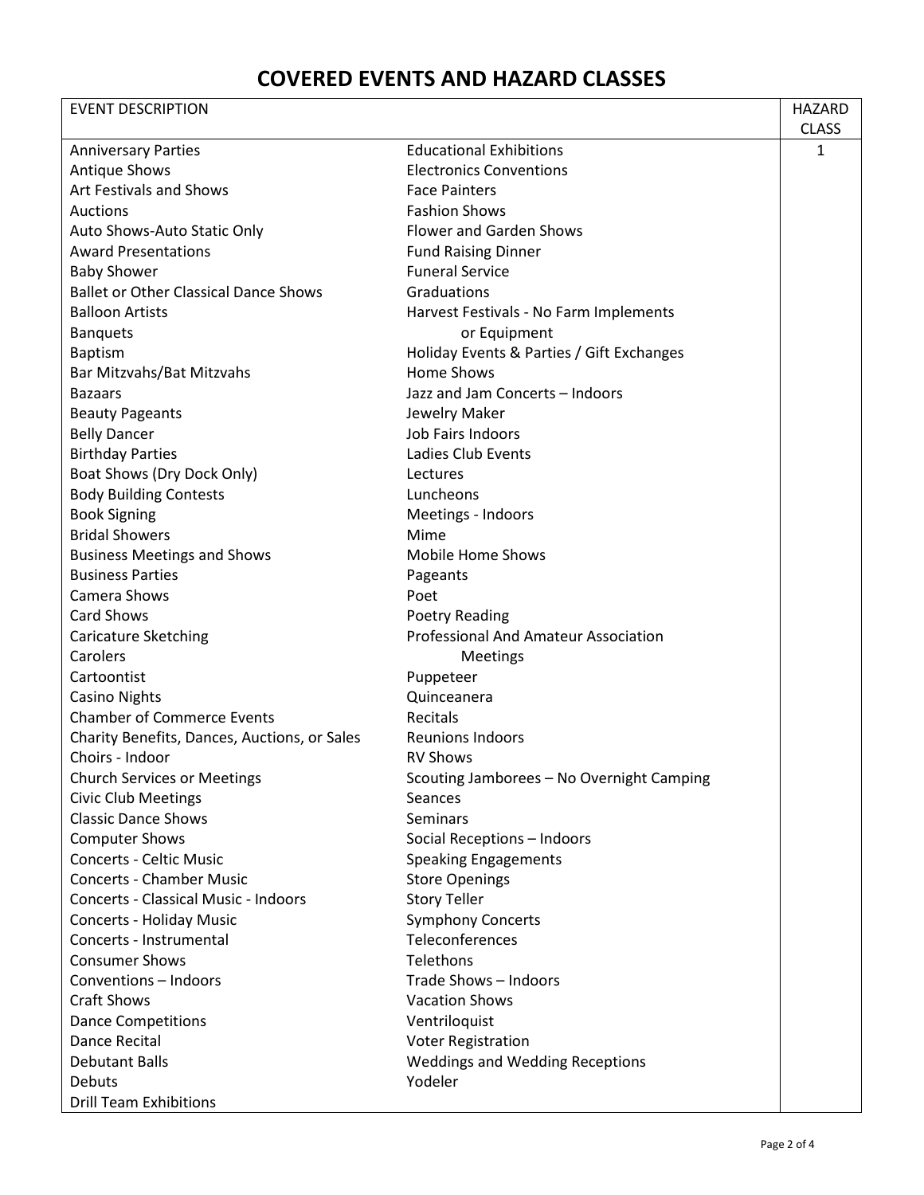# COVERED EVENTS AND HAZARD CLASSES

| EVENT DESCRIPTION | | HAZARD CLASS |
|---|---|---|
| Anniversary Parties | Educational Exhibitions | 1 |
| Antique Shows | Electronics Conventions | |
| Art Festivals and Shows | Face Painters | |
| Auctions | Fashion Shows | |
| Auto Shows-Auto Static Only | Flower and Garden Shows | |
| Award Presentations | Fund Raising Dinner | |
| Baby Shower | Funeral Service | |
| Ballet or Other Classical Dance Shows | Graduations | |
| Balloon Artists | Harvest Festivals - No Farm Implements or Equipment | |
| Banquets | | |
| Baptism | Holiday Events & Parties / Gift Exchanges | |
| Bar Mitzvahs/Bat Mitzvahs | Home Shows | |
| Bazaars | Jazz and Jam Concerts – Indoors | |
| Beauty Pageants | Jewelry Maker | |
| Belly Dancer | Job Fairs Indoors | |
| Birthday Parties | Ladies Club Events | |
| Boat Shows (Dry Dock Only) | Lectures | |
| Body Building Contests | Luncheons | |
| Book Signing | Meetings - Indoors | |
| Bridal Showers | Mime | |
| Business Meetings and Shows | Mobile Home Shows | |
| Business Parties | Pageants | |
| Camera Shows | Poet | |
| Card Shows | Poetry Reading | |
| Caricature Sketching | Professional And Amateur Association Meetings | |
| Carolers | | |
| Cartoontist | Puppeteer | |
| Casino Nights | Quinceanera | |
| Chamber of Commerce Events | Recitals | |
| Charity Benefits, Dances, Auctions, or Sales | Reunions Indoors | |
| Choirs - Indoor | RV Shows | |
| Church Services or Meetings | Scouting Jamborees – No Overnight Camping | |
| Civic Club Meetings | Seances | |
| Classic Dance Shows | Seminars | |
| Computer Shows | Social Receptions – Indoors | |
| Concerts - Celtic Music | Speaking Engagements | |
| Concerts - Chamber Music | Store Openings | |
| Concerts - Classical Music - Indoors | Story Teller | |
| Concerts - Holiday Music | Symphony Concerts | |
| Concerts - Instrumental | Teleconferences | |
| Consumer Shows | Telethons | |
| Conventions – Indoors | Trade Shows – Indoors | |
| Craft Shows | Vacation Shows | |
| Dance Competitions | Ventriloquist | |
| Dance Recital | Voter Registration | |
| Debutant Balls | Weddings and Wedding Receptions | |
| Debuts | Yodeler | |
| Drill Team Exhibitions | | |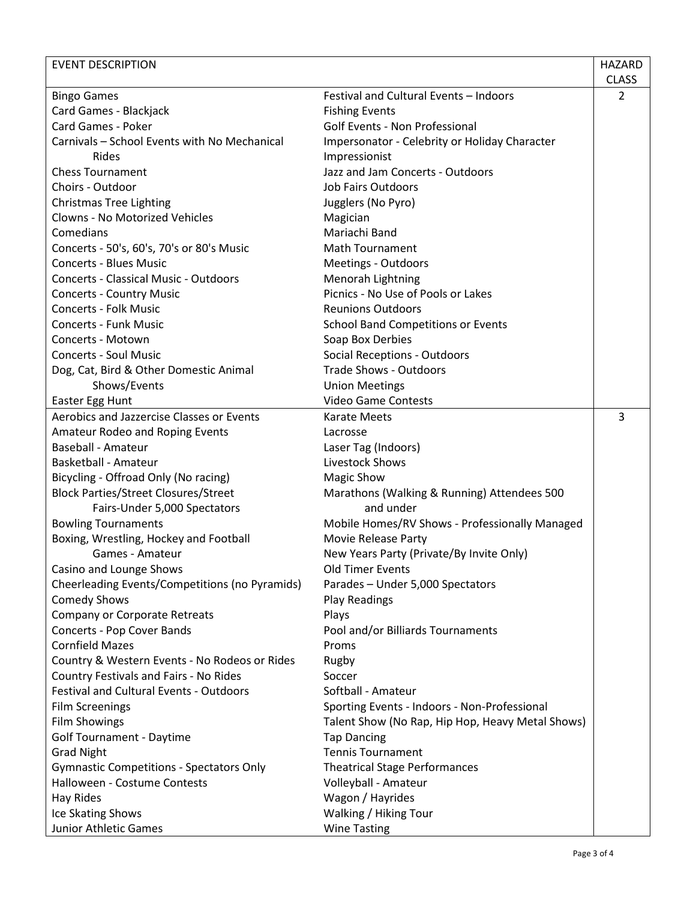| EVENT DESCRIPTION | | HAZARD CLASS |
|---|---|---|
| Bingo Games | Festival and Cultural Events – Indoors | 2 |
| Card Games - Blackjack | Fishing Events | |
| Card Games - Poker | Golf Events - Non Professional | |
| Carnivals – School Events with No Mechanical Rides | Impersonator - Celebrity or Holiday Character | |
| | Impressionist | |
| Chess Tournament | Jazz and Jam Concerts - Outdoors | |
| Choirs - Outdoor | Job Fairs Outdoors | |
| Christmas Tree Lighting | Jugglers (No Pyro) | |
| Clowns - No Motorized Vehicles | Magician | |
| Comedians | Mariachi Band | |
| Concerts - 50's, 60's, 70's or 80's Music | Math Tournament | |
| Concerts - Blues Music | Meetings - Outdoors | |
| Concerts - Classical Music - Outdoors | Menorah Lightning | |
| Concerts - Country Music | Picnics - No Use of Pools or Lakes | |
| Concerts - Folk Music | Reunions Outdoors | |
| Concerts - Funk Music | School Band Competitions or Events | |
| Concerts - Motown | Soap Box Derbies | |
| Concerts - Soul Music | Social Receptions - Outdoors | |
| Dog, Cat, Bird & Other Domestic Animal Shows/Events | Trade Shows - Outdoors | |
| | Union Meetings | |
| Easter Egg Hunt | Video Game Contests | |
| Aerobics and Jazzercise Classes or Events | Karate Meets | 3 |
| Amateur Rodeo and Roping Events | Lacrosse | |
| Baseball - Amateur | Laser Tag (Indoors) | |
| Basketball - Amateur | Livestock Shows | |
| Bicycling - Offroad Only (No racing) | Magic Show | |
| Block Parties/Street Closures/Street Fairs-Under 5,000 Spectators | Marathons (Walking & Running) Attendees 500 and under | |
| Bowling Tournaments | Mobile Homes/RV Shows - Professionally Managed | |
| Boxing, Wrestling, Hockey and Football Games - Amateur | Movie Release Party | |
| | New Years Party (Private/By Invite Only) | |
| Casino and Lounge Shows | Old Timer Events | |
| Cheerleading Events/Competitions (no Pyramids) | Parades – Under 5,000 Spectators | |
| Comedy Shows | Play Readings | |
| Company or Corporate Retreats | Plays | |
| Concerts - Pop Cover Bands | Pool and/or Billiards Tournaments | |
| Cornfield Mazes | Proms | |
| Country & Western Events - No Rodeos or Rides | Rugby | |
| Country Festivals and Fairs - No Rides | Soccer | |
| Festival and Cultural Events - Outdoors | Softball - Amateur | |
| Film Screenings | Sporting Events - Indoors - Non-Professional | |
| Film Showings | Talent Show (No Rap, Hip Hop, Heavy Metal Shows) | |
| Golf Tournament - Daytime | Tap Dancing | |
| Grad Night | Tennis Tournament | |
| Gymnastic Competitions - Spectators Only | Theatrical Stage Performances | |
| Halloween - Costume Contests | Volleyball - Amateur | |
| Hay Rides | Wagon / Hayrides | |
| Ice Skating Shows | Walking / Hiking Tour | |
| Junior Athletic Games | Wine Tasting | |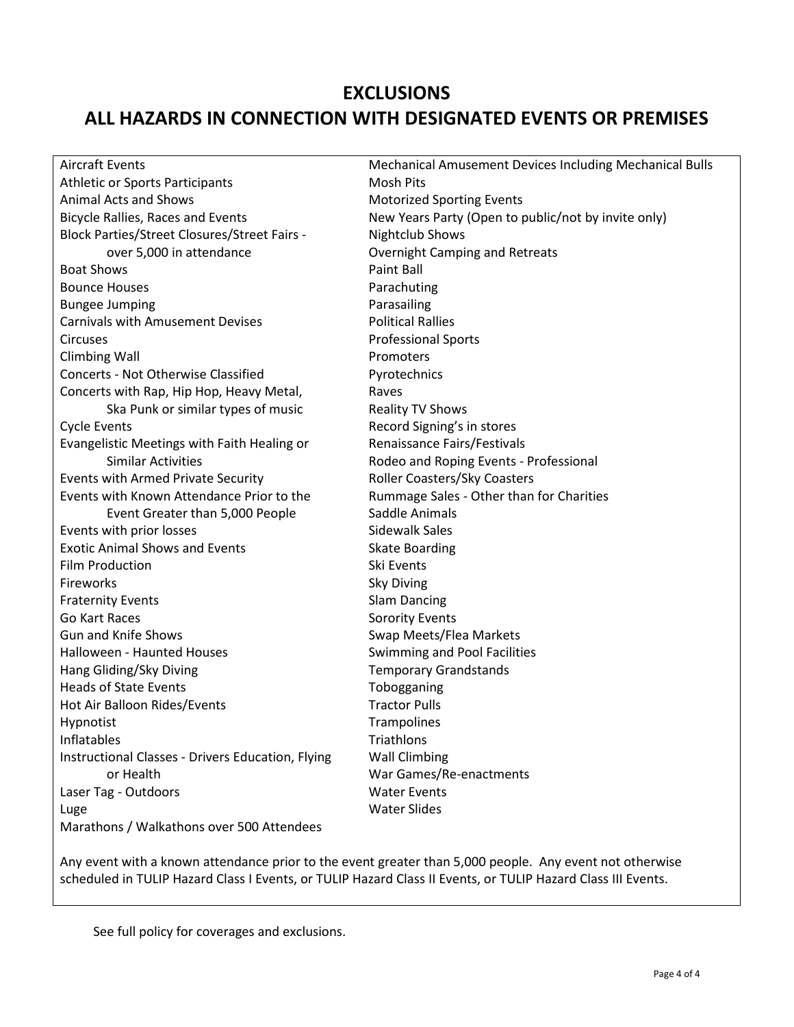# EXCLUSIONS

## ALL HAZARDS IN CONNECTION WITH DESIGNATED EVENTS OR PREMISES

- Aircraft Events
- Athletic or Sports Participants
- Animal Acts and Shows
- Bicycle Rallies, Races and Events
- Block Parties/Street Closures/Street Fairs - over 5,000 in attendance
- Boat Shows
- Bounce Houses
- Bungee Jumping
- Carnivals with Amusement Devises
- Circuses
- Climbing Wall
- Concerts - Not Otherwise Classified
- Concerts with Rap, Hip Hop, Heavy Metal, Ska Punk or similar types of music
- Cycle Events
- Evangelistic Meetings with Faith Healing or Similar Activities
- Events with Armed Private Security
- Events with Known Attendance Prior to the Event Greater than 5,000 People
- Events with prior losses
- Exotic Animal Shows and Events
- Film Production
- Fireworks
- Fraternity Events
- Go Kart Races
- Gun and Knife Shows
- Halloween - Haunted Houses
- Hang Gliding/Sky Diving
- Heads of State Events
- Hot Air Balloon Rides/Events
- Hypnotist
- Inflatables
- Instructional Classes - Drivers Education, Flying or Health
- Laser Tag - Outdoors
- Luge
- Marathons / Walkathons over 500 Attendees
- Mechanical Amusement Devices Including Mechanical Bulls
- Mosh Pits
- Motorized Sporting Events
- New Years Party (Open to public/not by invite only)
- Nightclub Shows
- Overnight Camping and Retreats
- Paint Ball
- Parachuting
- Parasailing
- Political Rallies
- Professional Sports
- Promoters
- Pyrotechnics
- Raves
- Reality TV Shows
- Record Signing's in stores
- Renaissance Fairs/Festivals
- Rodeo and Roping Events - Professional
- Roller Coasters/Sky Coasters
- Rummage Sales - Other than for Charities
- Saddle Animals
- Sidewalk Sales
- Skate Boarding
- Ski Events
- Sky Diving
- Slam Dancing
- Sorority Events
- Swap Meets/Flea Markets
- Swimming and Pool Facilities
- Temporary Grandstands
- Tobogganing
- Tractor Pulls
- Trampolines
- Triathlons
- Wall Climbing
- War Games/Re-enactments
- Water Events
- Water Slides

Any event with a known attendance prior to the event greater than 5,000 people. Any event not otherwise scheduled in TULIP Hazard Class I Events, or TULIP Hazard Class II Events, or TULIP Hazard Class III Events.

See full policy for coverages and exclusions.